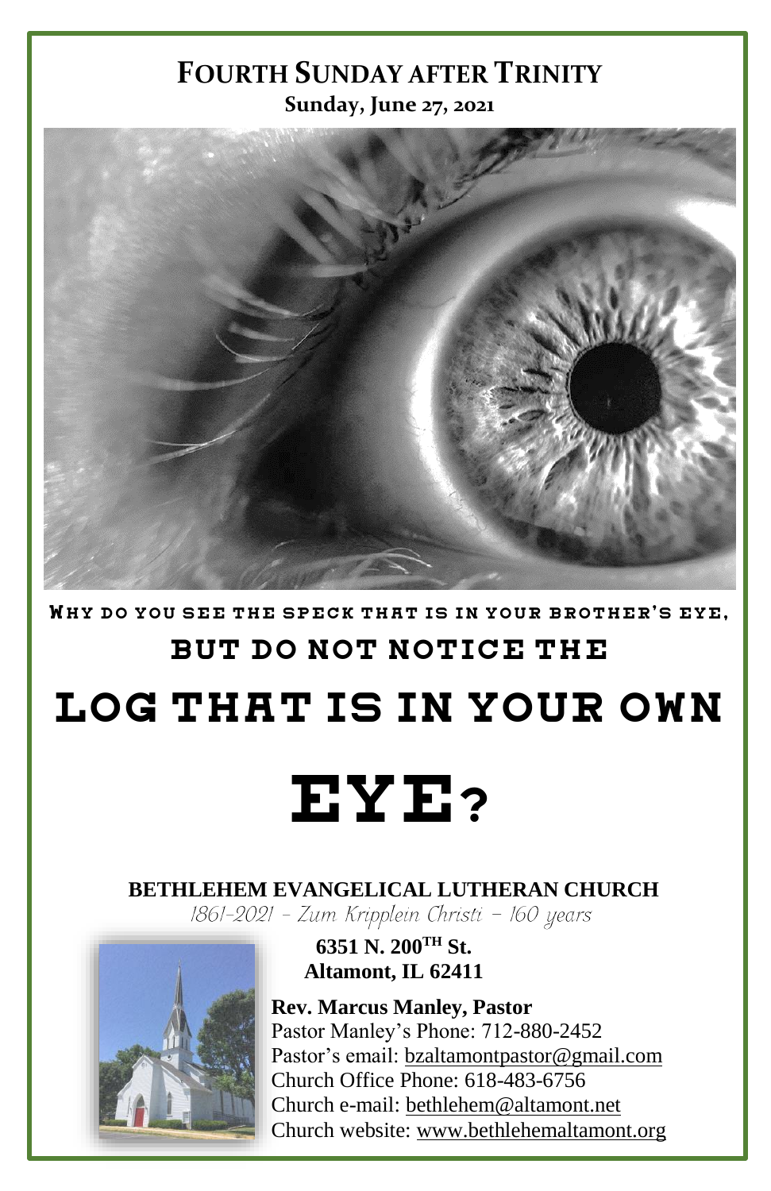# FOURTH SUNDAY AFTER TRINITY

**Sunday, June 27, 2021**

WHY DO YOU SEE THE SPECK THAT IS IN YOUR BROTHER'S EYE,

BUT DO NOT NOTICE THE

LOG THAT IS IN YOUR OWN

EYE?

**BETHLEHEM EVANGELICAL LUTHERAN CHURCH**

*1861-2021 – Zum Kripplein Christi – 160 years*

**6351 N. 200TH St.**
**Altamont, IL 62411**

**Rev. Marcus Manley, Pastor**
Pastor Manley's Phone: 712-880-2452
Pastor's email: bzaltamontpastor@gmail.com
Church Office Phone: 618-483-6756
Church e-mail: bethlehem@altamont.net
Church website: www.bethlehemaltamont.org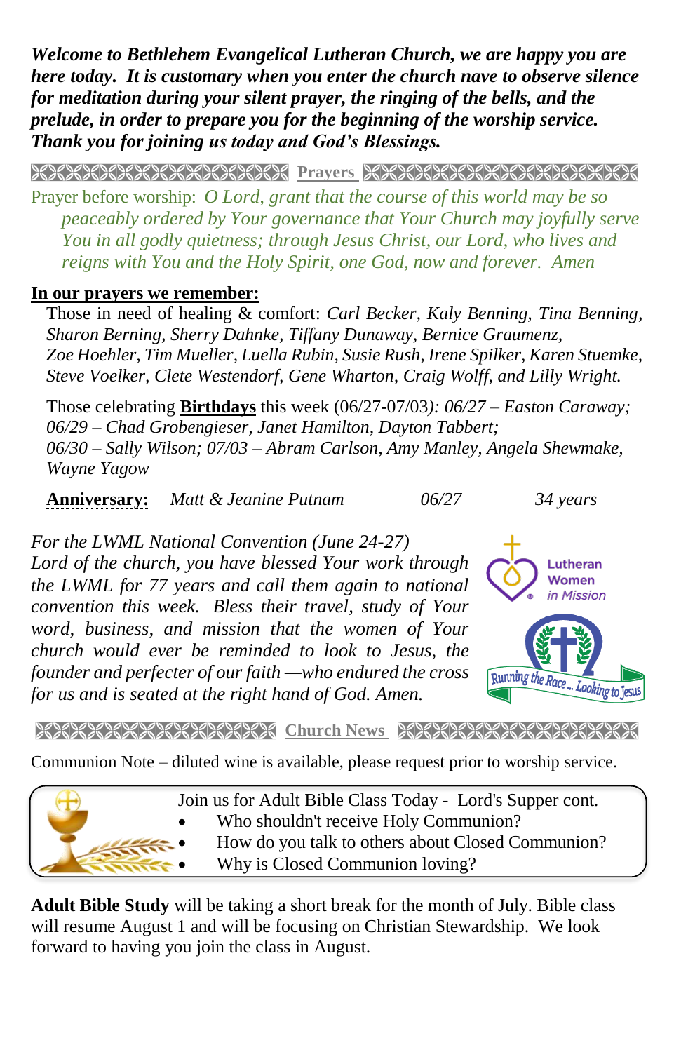***Welcome to Bethlehem Evangelical Lutheran Church, we are happy you are here today. It is customary when you enter the church nave to observe silence for meditation during your silent prayer, the ringing of the bells, and the prelude, in order to prepare you for the beginning of the worship service. Thank you for joining us today and God's Blessings.***

## Prayers

Prayer before worship: *O Lord, grant that the course of this world may be so peaceably ordered by Your governance that Your Church may joyfully serve You in all godly quietness; through Jesus Christ, our Lord, who lives and reigns with You and the Holy Spirit, one God, now and forever. Amen*

**In our prayers we remember:**

Those in need of healing & comfort: *Carl Becker, Kaly Benning, Tina Benning, Sharon Berning, Sherry Dahnke, Tiffany Dunaway, Bernice Graumenz, Zoe Hoehler, Tim Mueller, Luella Rubin, Susie Rush, Irene Spilker, Karen Stuemke, Steve Voelker, Clete Westendorf, Gene Wharton, Craig Wolff, and Lilly Wright.*

Those celebrating **Birthdays** this week (06/27-07/03*): 06/27 – Easton Caraway; 06/29 – Chad Grobengieser, Janet Hamilton, Dayton Tabbert; 06/30 – Sally Wilson; 07/03 – Abram Carlson, Amy Manley, Angela Shewmake, Wayne Yagow*

**Anniversary:** *Matt & Jeanine Putnam* ........ *06/27* ........ *34 years*

*For the LWML National Convention (June 24-27)*
*Lord of the church, you have blessed Your work through the LWML for 77 years and call them again to national convention this week. Bless their travel, study of Your word, business, and mission that the women of Your church would ever be reminded to look to Jesus, the founder and perfecter of our faith —who endured the cross for us and is seated at the right hand of God. Amen.*

## Church News

Communion Note – diluted wine is available, please request prior to worship service.

Join us for Adult Bible Class Today - Lord's Supper cont.

- Who shouldn't receive Holy Communion?
- How do you talk to others about Closed Communion?
- Why is Closed Communion loving?

**Adult Bible Study** will be taking a short break for the month of July. Bible class will resume August 1 and will be focusing on Christian Stewardship. We look forward to having you join the class in August.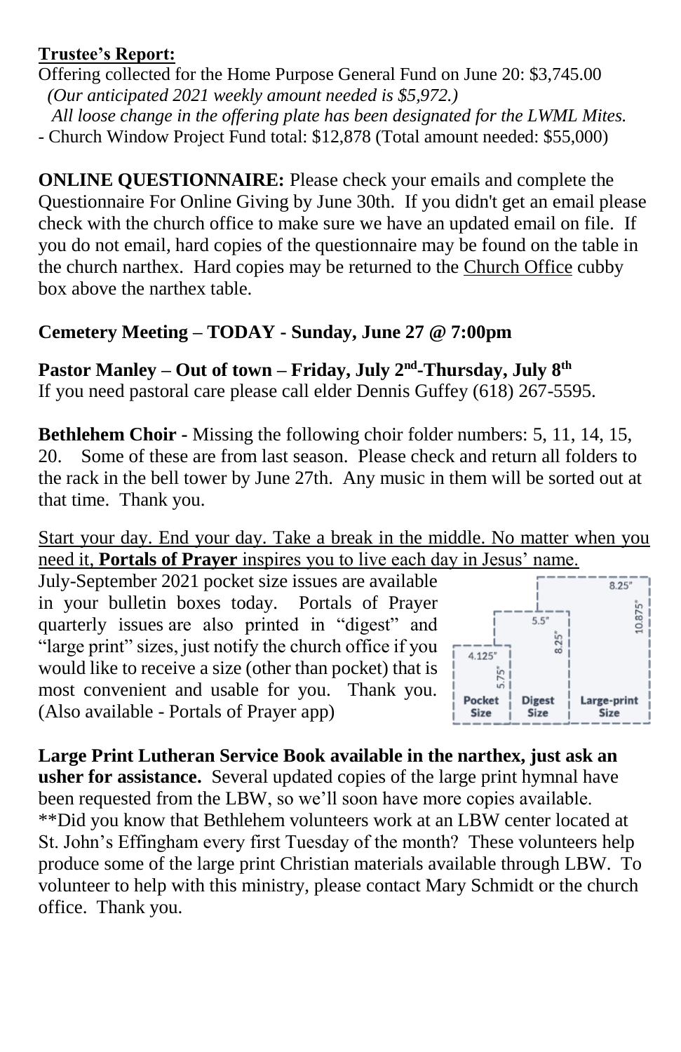**Trustee's Report:**

Offering collected for the Home Purpose General Fund on June 20: $3,745.00

*(Our anticipated 2021 weekly amount needed is $5,972.)*

*All loose change in the offering plate has been designated for the LWML Mites.*

- Church Window Project Fund total: $12,878 (Total amount needed: $55,000)

**ONLINE QUESTIONNAIRE:** Please check your emails and complete the Questionnaire For Online Giving by June 30th. If you didn't get an email please check with the church office to make sure we have an updated email on file. If you do not email, hard copies of the questionnaire may be found on the table in the church narthex. Hard copies may be returned to the Church Office cubby box above the narthex table.

**Cemetery Meeting – TODAY - Sunday, June 27 @ 7:00pm**

**Pastor Manley – Out of town – Friday, July 2nd-Thursday, July 8th**

If you need pastoral care please call elder Dennis Guffey (618) 267-5595.

**Bethlehem Choir -** Missing the following choir folder numbers: 5, 11, 14, 15, 20. Some of these are from last season. Please check and return all folders to the rack in the bell tower by June 27th. Any music in them will be sorted out at that time. Thank you.

Start your day. End your day. Take a break in the middle. No matter when you need it, **Portals of Prayer** inspires you to live each day in Jesus' name.

July-September 2021 pocket size issues are available in your bulletin boxes today. Portals of Prayer quarterly issues are also printed in "digest" and "large print" sizes, just notify the church office if you would like to receive a size (other than pocket) that is most convenient and usable for you. Thank you. (Also available - Portals of Prayer app)

Pocket Size 4.125" × 5.75" | Digest Size 5.5" × 8.25" | Large-print Size 8.25" × 10.875"

**Large Print Lutheran Service Book available in the narthex, just ask an usher for assistance.** Several updated copies of the large print hymnal have been requested from the LBW, so we'll soon have more copies available. **Did you know that Bethlehem volunteers work at an LBW center located at St. John's Effingham every first Tuesday of the month? These volunteers help produce some of the large print Christian materials available through LBW. To volunteer to help with this ministry, please contact Mary Schmidt or the church office. Thank you.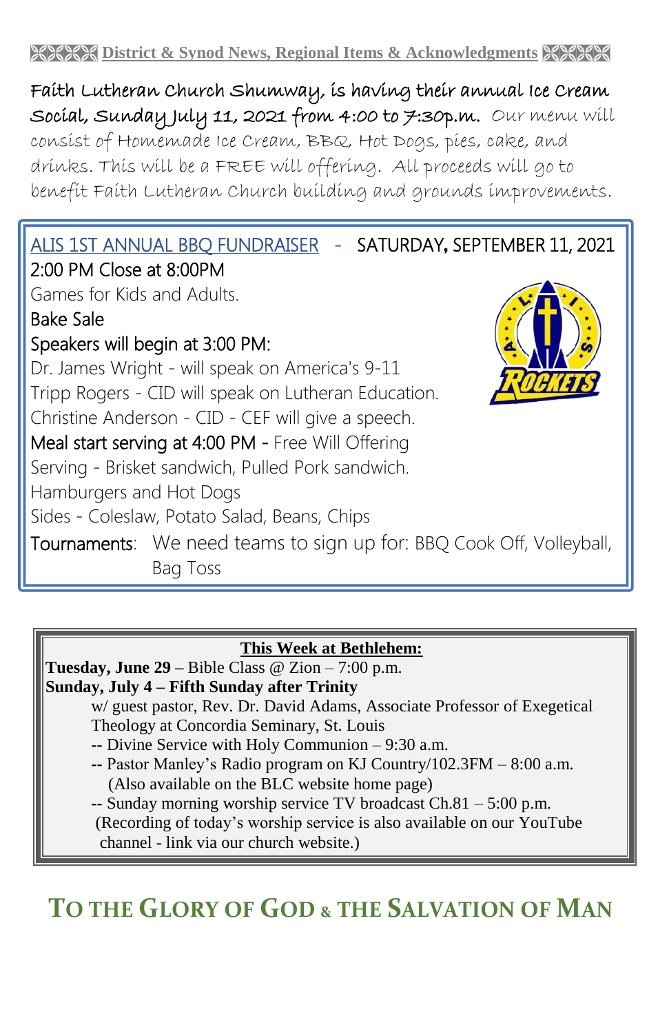## District & Synod News, Regional Items & Acknowledgments

**Faith Lutheran Church Shumway, is having their annual Ice Cream Social, Sunday July 11, 2021 from 4:00 to 7:30p.m.** Our menu will consist of Homemade Ice Cream, BBQ, Hot Dogs, pies, cake, and drinks. This will be a FREE will offering. All proceeds will go to benefit Faith Lutheran Church building and grounds improvements.

ALIS 1ST ANNUAL BBQ FUNDRAISER - SATURDAY, SEPTEMBER 11, 2021

2:00 PM Close at 8:00PM

Games for Kids and Adults.

Bake Sale

Speakers will begin at 3:00 PM:

Dr. James Wright - will speak on America's 9-11

Tripp Rogers - CID will speak on Lutheran Education.

Christine Anderson - CID - CEF will give a speech.

Meal start serving at 4:00 PM - Free Will Offering

Serving - Brisket sandwich, Pulled Pork sandwich.

Hamburgers and Hot Dogs

Sides - Coleslaw, Potato Salad, Beans, Chips

Tournaments: We need teams to sign up for: BBQ Cook Off, Volleyball, Bag Toss

**This Week at Bethlehem:**

**Tuesday, June 29 –** Bible Class @ Zion – 7:00 p.m.

**Sunday, July 4 – Fifth Sunday after Trinity**

w/ guest pastor, Rev. Dr. David Adams, Associate Professor of Exegetical Theology at Concordia Seminary, St. Louis

-- Divine Service with Holy Communion – 9:30 a.m.

-- Pastor Manley's Radio program on KJ Country/102.3FM – 8:00 a.m. (Also available on the BLC website home page)

-- Sunday morning worship service TV broadcast Ch.81 – 5:00 p.m. (Recording of today's worship service is also available on our YouTube channel - link via our church website.)

# TO THE GLORY OF GOD & THE SALVATION OF MAN